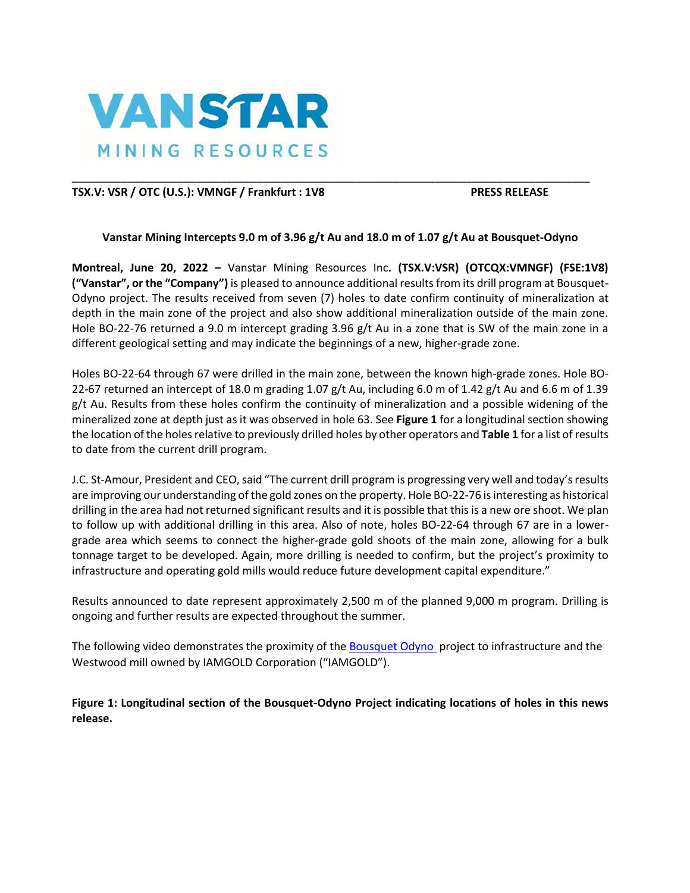VANSTAR

MINING RESOURCES

**TSX.V: VSR / OTC (U.S.): VMNGF / Frankfurt : 1V8** **PRESS RELEASE**

**Vanstar Mining Intercepts 9.0 m of 3.96 g/t Au and 18.0 m of 1.07 g/t Au at Bousquet-Odyno**

**Montreal, June 20, 2022 –** Vanstar Mining Resources Inc**. (TSX.V:VSR) (OTCQX:VMNGF) (FSE:1V8) ("Vanstar", or the "Company")** is pleased to announce additional results from its drill program at Bousquet-Odyno project. The results received from seven (7) holes to date confirm continuity of mineralization at depth in the main zone of the project and also show additional mineralization outside of the main zone. Hole BO-22-76 returned a 9.0 m intercept grading 3.96 g/t Au in a zone that is SW of the main zone in a different geological setting and may indicate the beginnings of a new, higher-grade zone.

Holes BO-22-64 through 67 were drilled in the main zone, between the known high-grade zones. Hole BO-22-67 returned an intercept of 18.0 m grading 1.07 g/t Au, including 6.0 m of 1.42 g/t Au and 6.6 m of 1.39 g/t Au. Results from these holes confirm the continuity of mineralization and a possible widening of the mineralized zone at depth just as it was observed in hole 63. See **Figure 1** for a longitudinal section showing the location of the holes relative to previously drilled holes by other operators and **Table 1** for a list of results to date from the current drill program.

J.C. St-Amour, President and CEO, said "The current drill program is progressing very well and today's results are improving our understanding of the gold zones on the property. Hole BO-22-76 is interesting as historical drilling in the area had not returned significant results and it is possible that this is a new ore shoot. We plan to follow up with additional drilling in this area. Also of note, holes BO-22-64 through 67 are in a lower-grade area which seems to connect the higher-grade gold shoots of the main zone, allowing for a bulk tonnage target to be developed. Again, more drilling is needed to confirm, but the project's proximity to infrastructure and operating gold mills would reduce future development capital expenditure."

Results announced to date represent approximately 2,500 m of the planned 9,000 m program. Drilling is ongoing and further results are expected throughout the summer.

The following video demonstrates the proximity of the [Bousquet Odyno](Bousquet Odyno) project to infrastructure and the Westwood mill owned by IAMGOLD Corporation ("IAMGOLD").

**Figure 1: Longitudinal section of the Bousquet-Odyno Project indicating locations of holes in this news release.**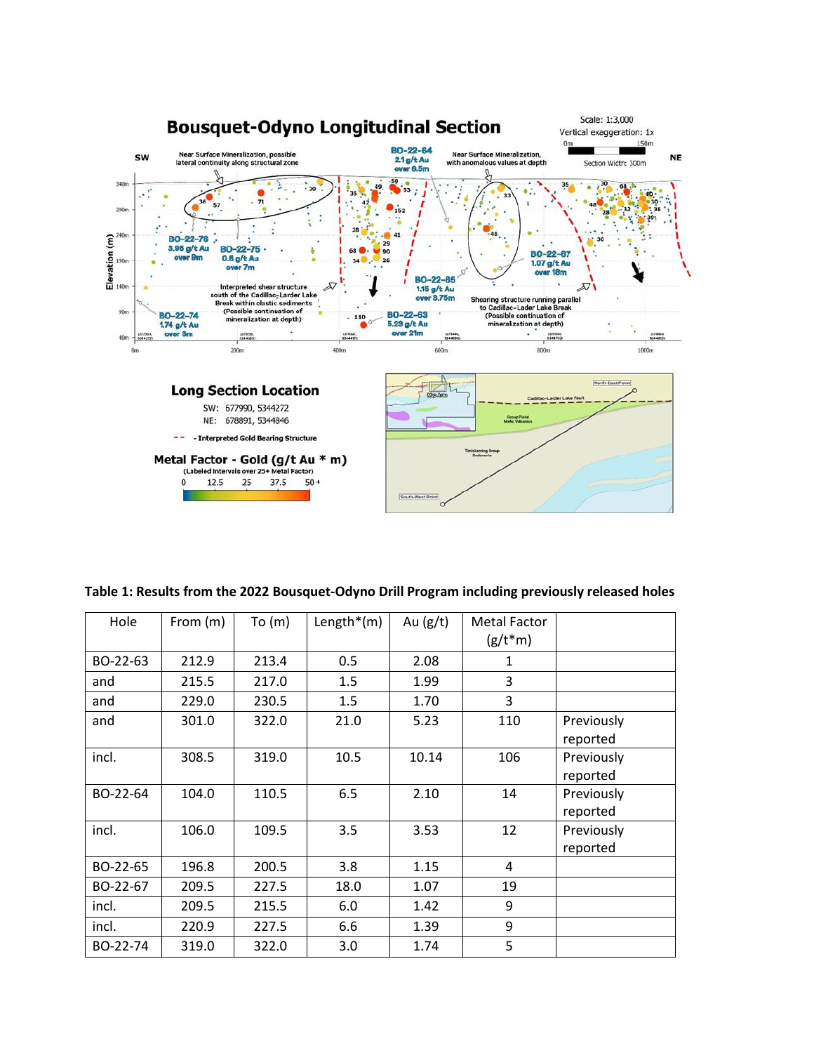# Bousquet-Odyno Longitudinal Section

Scale: 1:3,000
Vertical exaggeration: 1x
Section Width: 300m

SW — NE

Near Surface Mineralization, possible lateral continuity along structural zone

BO-22-64 2.1 g/t Au over 6.5m

Near Surface Mineralization, with anomalous values at depth

BO-22-76 3.96 g/t Au over 9m

BO-22-75 0.8 g/t Au over 7m

BO-22-67 1.07 g/t Au over 18m

BO-22-65 1.15 g/t Au over 3.75m

Interpreted shear structure south of the Cadillac-Larder Lake Break within clastic sediments (Possible continuation of mineralization at depth)

Shearing structure running parallel to Cadillac-Lader Lake Break (Possible continuation of mineralization at depth)

BO-22-74 1.74 g/t Au over 3m

BO-22-63 5.23 g/t Au over 21m

## Long Section Location

SW: 677990, 5344272
NE: 678891, 5344846

- - Interpreted Gold Bearing Structure

**Metal Factor - Gold (g/t Au * m)**
(Labeled Intervals over 25+ Metal Factor)
0 12.5 25 37.5 50 +

**Table 1: Results from the 2022 Bousquet-Odyno Drill Program including previously released holes**

| Hole | From (m) | To (m) | Length*(m) | Au (g/t) | Metal Factor (g/t*m) | |
|---|---|---|---|---|---|---|
| BO-22-63 | 212.9 | 213.4 | 0.5 | 2.08 | 1 | |
| and | 215.5 | 217.0 | 1.5 | 1.99 | 3 | |
| and | 229.0 | 230.5 | 1.5 | 1.70 | 3 | |
| and | 301.0 | 322.0 | 21.0 | 5.23 | 110 | Previously reported |
| incl. | 308.5 | 319.0 | 10.5 | 10.14 | 106 | Previously reported |
| BO-22-64 | 104.0 | 110.5 | 6.5 | 2.10 | 14 | Previously reported |
| incl. | 106.0 | 109.5 | 3.5 | 3.53 | 12 | Previously reported |
| BO-22-65 | 196.8 | 200.5 | 3.8 | 1.15 | 4 | |
| BO-22-67 | 209.5 | 227.5 | 18.0 | 1.07 | 19 | |
| incl. | 209.5 | 215.5 | 6.0 | 1.42 | 9 | |
| incl. | 220.9 | 227.5 | 6.6 | 1.39 | 9 | |
| BO-22-74 | 319.0 | 322.0 | 3.0 | 1.74 | 5 | |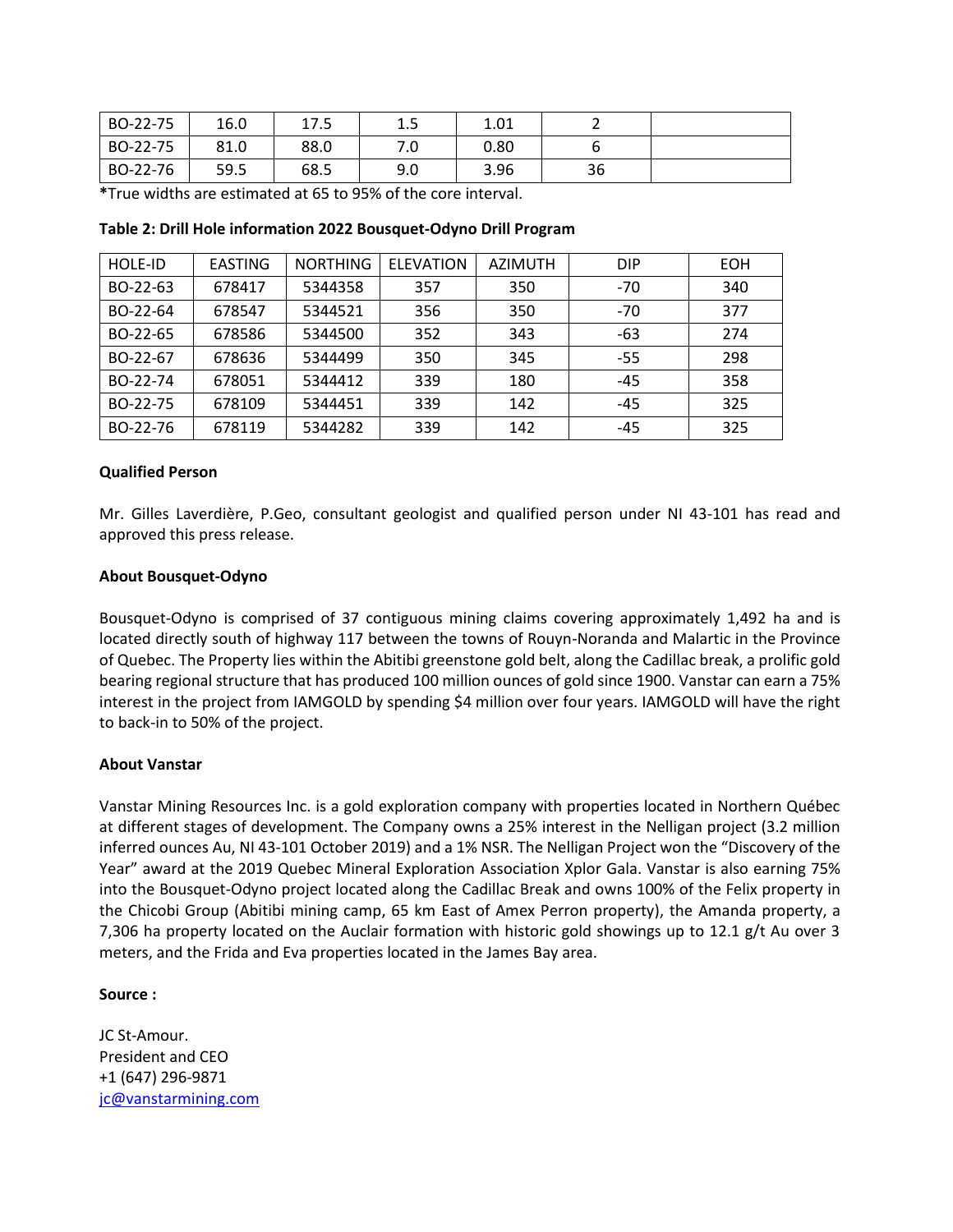| BO-22-75 | 16.0 | 17.5 | 1.5 | 1.01 | 2 | |
|---|---|---|---|---|---|---|
| BO-22-75 | 81.0 | 88.0 | 7.0 | 0.80 | 6 | |
| BO-22-76 | 59.5 | 68.5 | 9.0 | 3.96 | 36 | |

***True widths are estimated at 65 to 95% of the core interval.**

**Table 2: Drill Hole information 2022 Bousquet-Odyno Drill Program**

| HOLE-ID | EASTING | NORTHING | ELEVATION | AZIMUTH | DIP | EOH |
|---|---|---|---|---|---|---|
| BO-22-63 | 678417 | 5344358 | 357 | 350 | -70 | 340 |
| BO-22-64 | 678547 | 5344521 | 356 | 350 | -70 | 377 |
| BO-22-65 | 678586 | 5344500 | 352 | 343 | -63 | 274 |
| BO-22-67 | 678636 | 5344499 | 350 | 345 | -55 | 298 |
| BO-22-74 | 678051 | 5344412 | 339 | 180 | -45 | 358 |
| BO-22-75 | 678109 | 5344451 | 339 | 142 | -45 | 325 |
| BO-22-76 | 678119 | 5344282 | 339 | 142 | -45 | 325 |

**Qualified Person**

Mr. Gilles Laverdière, P.Geo, consultant geologist and qualified person under NI 43-101 has read and approved this press release.

**About Bousquet-Odyno**

Bousquet-Odyno is comprised of 37 contiguous mining claims covering approximately 1,492 ha and is located directly south of highway 117 between the towns of Rouyn-Noranda and Malartic in the Province of Quebec. The Property lies within the Abitibi greenstone gold belt, along the Cadillac break, a prolific gold bearing regional structure that has produced 100 million ounces of gold since 1900. Vanstar can earn a 75% interest in the project from IAMGOLD by spending $4 million over four years. IAMGOLD will have the right to back-in to 50% of the project.

**About Vanstar**

Vanstar Mining Resources Inc. is a gold exploration company with properties located in Northern Québec at different stages of development. The Company owns a 25% interest in the Nelligan project (3.2 million inferred ounces Au, NI 43-101 October 2019) and a 1% NSR. The Nelligan Project won the "Discovery of the Year" award at the 2019 Quebec Mineral Exploration Association Xplor Gala. Vanstar is also earning 75% into the Bousquet-Odyno project located along the Cadillac Break and owns 100% of the Felix property in the Chicobi Group (Abitibi mining camp, 65 km East of Amex Perron property), the Amanda property, a 7,306 ha property located on the Auclair formation with historic gold showings up to 12.1 g/t Au over 3 meters, and the Frida and Eva properties located in the James Bay area.

**Source :**

JC St-Amour.
President and CEO
+1 (647) 296-9871
jc@vanstarmining.com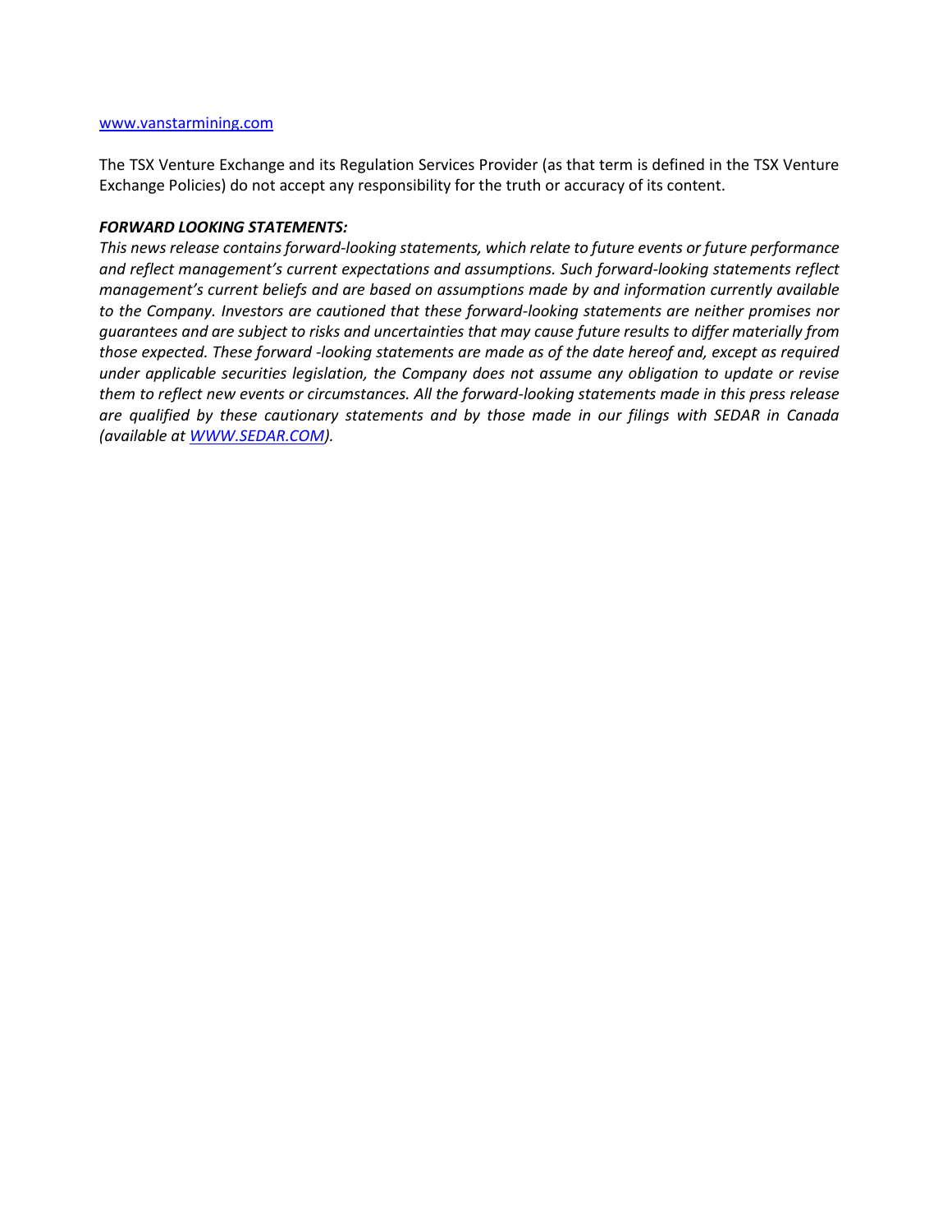www.vanstarmining.com

The TSX Venture Exchange and its Regulation Services Provider (as that term is defined in the TSX Venture Exchange Policies) do not accept any responsibility for the truth or accuracy of its content.

***FORWARD LOOKING STATEMENTS:***

*This news release contains forward-looking statements, which relate to future events or future performance and reflect management's current expectations and assumptions. Such forward-looking statements reflect management's current beliefs and are based on assumptions made by and information currently available to the Company. Investors are cautioned that these forward-looking statements are neither promises nor guarantees and are subject to risks and uncertainties that may cause future results to differ materially from those expected. These forward -looking statements are made as of the date hereof and, except as required under applicable securities legislation, the Company does not assume any obligation to update or revise them to reflect new events or circumstances. All the forward-looking statements made in this press release are qualified by these cautionary statements and by those made in our filings with SEDAR in Canada (available at WWW.SEDAR.COM).*